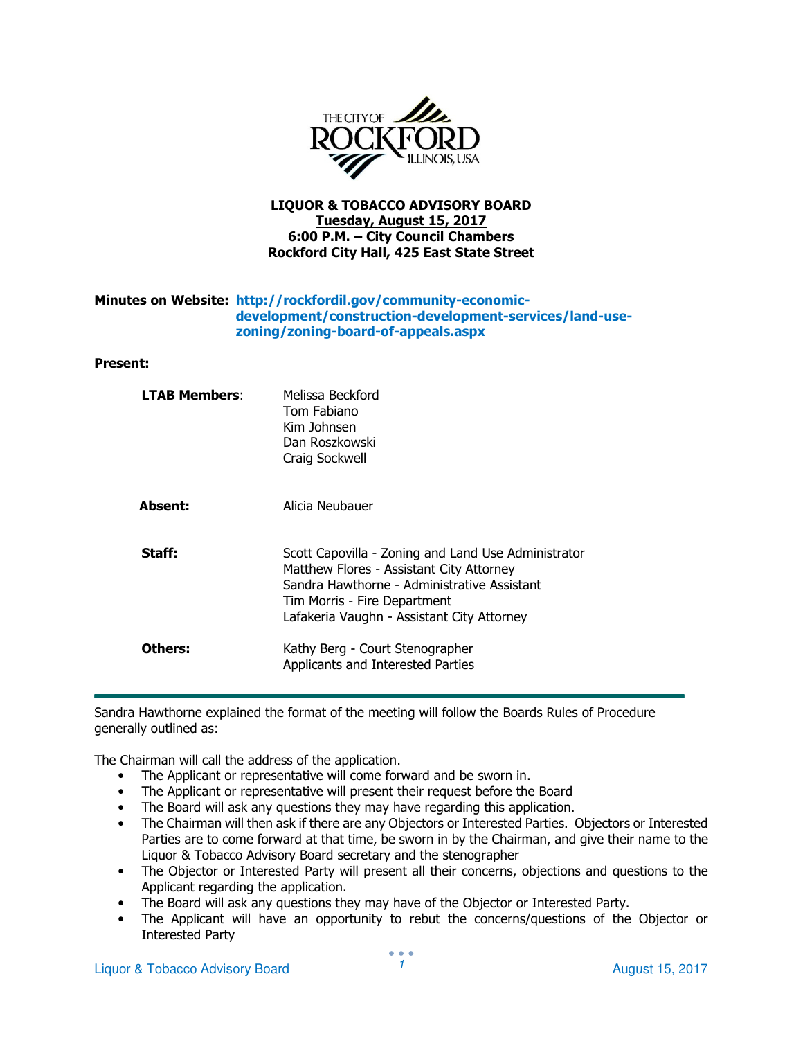THE CITY OF ROCKFORD ILLINOIS, USA

**LIQUOR & TOBACCO ADVISORY BOARD**
**Tuesday, August 15, 2017**
**6:00 P.M. – City Council Chambers**
**Rockford City Hall, 425 East State Street**

**Minutes on Website:** **http://rockfordil.gov/community-economic-development/construction-development-services/land-use-zoning/zoning-board-of-appeals.aspx**

**Present:**

| | |
|---|---|
| **LTAB Members**: | Melissa Beckford<br>Tom Fabiano<br>Kim Johnsen<br>Dan Roszkowski<br>Craig Sockwell |
| **Absent:** | Alicia Neubauer |
| **Staff:** | Scott Capovilla - Zoning and Land Use Administrator<br>Matthew Flores - Assistant City Attorney<br>Sandra Hawthorne - Administrative Assistant<br>Tim Morris - Fire Department<br>Lafakeria Vaughn - Assistant City Attorney |
| **Others:** | Kathy Berg - Court Stenographer<br>Applicants and Interested Parties |

---

Sandra Hawthorne explained the format of the meeting will follow the Boards Rules of Procedure generally outlined as:

The Chairman will call the address of the application.

- The Applicant or representative will come forward and be sworn in.
- The Applicant or representative will present their request before the Board
- The Board will ask any questions they may have regarding this application.
- The Chairman will then ask if there are any Objectors or Interested Parties. Objectors or Interested Parties are to come forward at that time, be sworn in by the Chairman, and give their name to the Liquor & Tobacco Advisory Board secretary and the stenographer
- The Objector or Interested Party will present all their concerns, objections and questions to the Applicant regarding the application.
- The Board will ask any questions they may have of the Objector or Interested Party.
- The Applicant will have an opportunity to rebut the concerns/questions of the Objector or Interested Party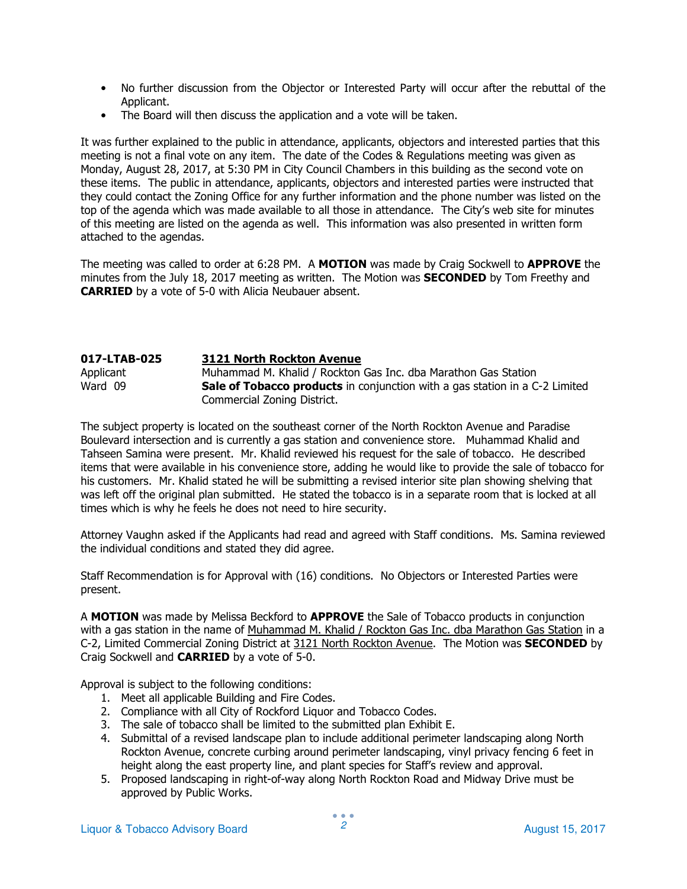- No further discussion from the Objector or Interested Party will occur after the rebuttal of the Applicant.
- The Board will then discuss the application and a vote will be taken.

It was further explained to the public in attendance, applicants, objectors and interested parties that this meeting is not a final vote on any item. The date of the Codes & Regulations meeting was given as Monday, August 28, 2017, at 5:30 PM in City Council Chambers in this building as the second vote on these items. The public in attendance, applicants, objectors and interested parties were instructed that they could contact the Zoning Office for any further information and the phone number was listed on the top of the agenda which was made available to all those in attendance. The City's web site for minutes of this meeting are listed on the agenda as well. This information was also presented in written form attached to the agendas.

The meeting was called to order at 6:28 PM. A **MOTION** was made by Craig Sockwell to **APPROVE** the minutes from the July 18, 2017 meeting as written. The Motion was **SECONDED** by Tom Freethy and **CARRIED** by a vote of 5-0 with Alicia Neubauer absent.

**017-LTAB-025** **3121 North Rockton Avenue**
Applicant Muhammad M. Khalid / Rockton Gas Inc. dba Marathon Gas Station
Ward 09 **Sale of Tobacco products** in conjunction with a gas station in a C-2 Limited Commercial Zoning District.

The subject property is located on the southeast corner of the North Rockton Avenue and Paradise Boulevard intersection and is currently a gas station and convenience store. Muhammad Khalid and Tahseen Samina were present. Mr. Khalid reviewed his request for the sale of tobacco. He described items that were available in his convenience store, adding he would like to provide the sale of tobacco for his customers. Mr. Khalid stated he will be submitting a revised interior site plan showing shelving that was left off the original plan submitted. He stated the tobacco is in a separate room that is locked at all times which is why he feels he does not need to hire security.

Attorney Vaughn asked if the Applicants had read and agreed with Staff conditions. Ms. Samina reviewed the individual conditions and stated they did agree.

Staff Recommendation is for Approval with (16) conditions. No Objectors or Interested Parties were present.

A **MOTION** was made by Melissa Beckford to **APPROVE** the Sale of Tobacco products in conjunction with a gas station in the name of Muhammad M. Khalid / Rockton Gas Inc. dba Marathon Gas Station in a C-2, Limited Commercial Zoning District at 3121 North Rockton Avenue. The Motion was **SECONDED** by Craig Sockwell and **CARRIED** by a vote of 5-0.

Approval is subject to the following conditions:

1. Meet all applicable Building and Fire Codes.
2. Compliance with all City of Rockford Liquor and Tobacco Codes.
3. The sale of tobacco shall be limited to the submitted plan Exhibit E.
4. Submittal of a revised landscape plan to include additional perimeter landscaping along North Rockton Avenue, concrete curbing around perimeter landscaping, vinyl privacy fencing 6 feet in height along the east property line, and plant species for Staff's review and approval.
5. Proposed landscaping in right-of-way along North Rockton Road and Midway Drive must be approved by Public Works.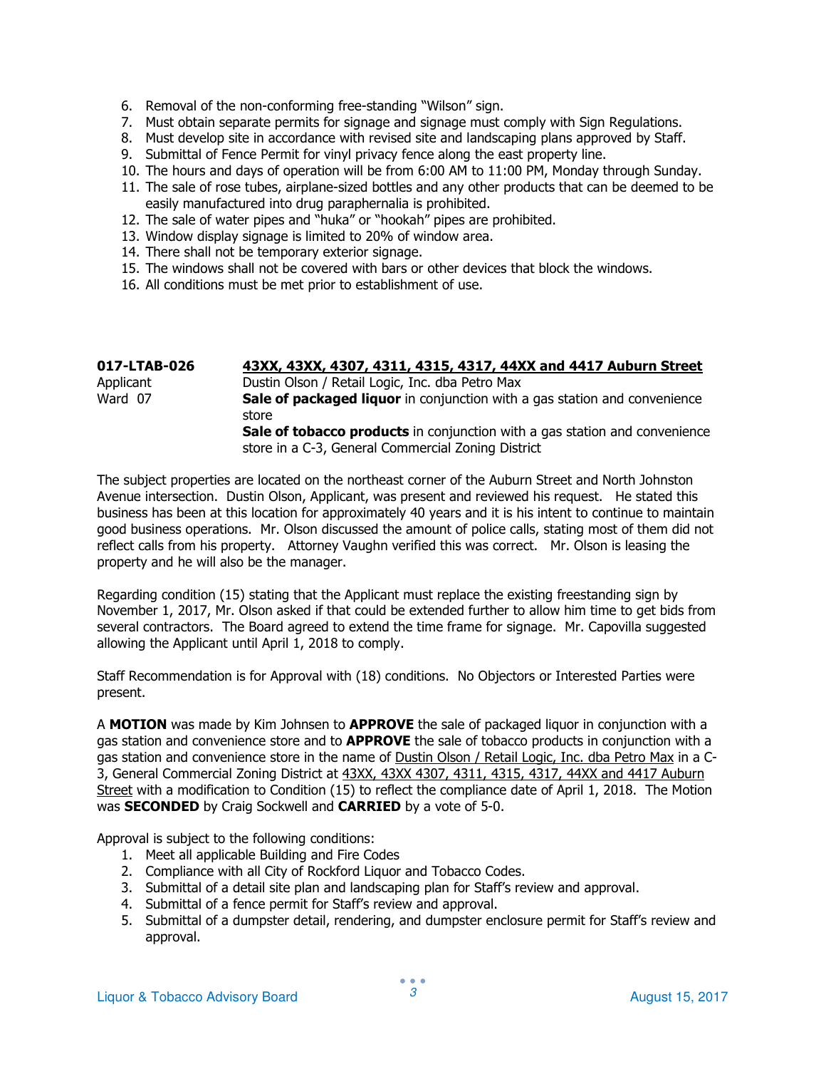6. Removal of the non-conforming free-standing "Wilson" sign.
7. Must obtain separate permits for signage and signage must comply with Sign Regulations.
8. Must develop site in accordance with revised site and landscaping plans approved by Staff.
9. Submittal of Fence Permit for vinyl privacy fence along the east property line.
10. The hours and days of operation will be from 6:00 AM to 11:00 PM, Monday through Sunday.
11. The sale of rose tubes, airplane-sized bottles and any other products that can be deemed to be easily manufactured into drug paraphernalia is prohibited.
12. The sale of water pipes and "huka" or "hookah" pipes are prohibited.
13. Window display signage is limited to 20% of window area.
14. There shall not be temporary exterior signage.
15. The windows shall not be covered with bars or other devices that block the windows.
16. All conditions must be met prior to establishment of use.

**017-LTAB-026** <u>**43XX, 43XX, 4307, 4311, 4315, 4317, 44XX and 4417 Auburn Street**</u>
Applicant Dustin Olson / Retail Logic, Inc. dba Petro Max
Ward 07 **Sale of packaged liquor** in conjunction with a gas station and convenience store
**Sale of tobacco products** in conjunction with a gas station and convenience store in a C-3, General Commercial Zoning District

The subject properties are located on the northeast corner of the Auburn Street and North Johnston Avenue intersection. Dustin Olson, Applicant, was present and reviewed his request. He stated this business has been at this location for approximately 40 years and it is his intent to continue to maintain good business operations. Mr. Olson discussed the amount of police calls, stating most of them did not reflect calls from his property. Attorney Vaughn verified this was correct. Mr. Olson is leasing the property and he will also be the manager.

Regarding condition (15) stating that the Applicant must replace the existing freestanding sign by November 1, 2017, Mr. Olson asked if that could be extended further to allow him time to get bids from several contractors. The Board agreed to extend the time frame for signage. Mr. Capovilla suggested allowing the Applicant until April 1, 2018 to comply.

Staff Recommendation is for Approval with (18) conditions. No Objectors or Interested Parties were present.

A **MOTION** was made by Kim Johnsen to **APPROVE** the sale of packaged liquor in conjunction with a gas station and convenience store and to **APPROVE** the sale of tobacco products in conjunction with a gas station and convenience store in the name of <u>Dustin Olson / Retail Logic, Inc. dba Petro Max</u> in a C-3, General Commercial Zoning District at <u>43XX, 43XX 4307, 4311, 4315, 4317, 44XX and 4417 Auburn Street</u> with a modification to Condition (15) to reflect the compliance date of April 1, 2018. The Motion was **SECONDED** by Craig Sockwell and **CARRIED** by a vote of 5-0.

Approval is subject to the following conditions:

1. Meet all applicable Building and Fire Codes
2. Compliance with all City of Rockford Liquor and Tobacco Codes.
3. Submittal of a detail site plan and landscaping plan for Staff's review and approval.
4. Submittal of a fence permit for Staff's review and approval.
5. Submittal of a dumpster detail, rendering, and dumpster enclosure permit for Staff's review and approval.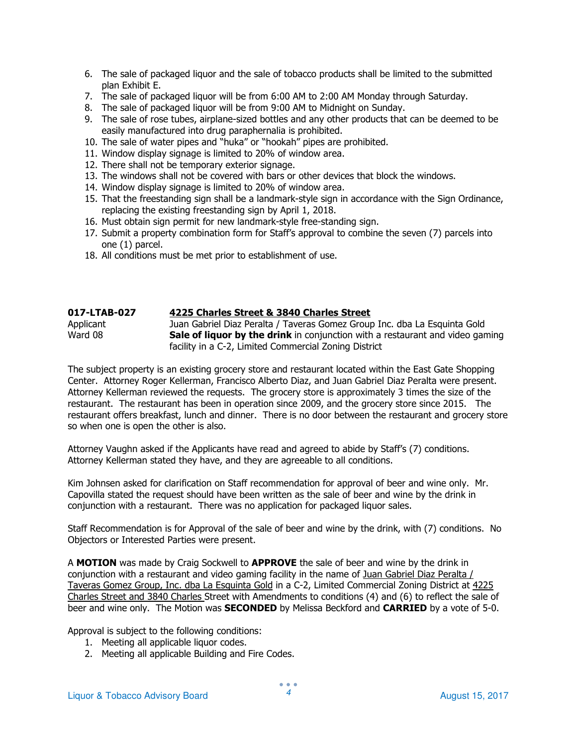6. The sale of packaged liquor and the sale of tobacco products shall be limited to the submitted plan Exhibit E.
7. The sale of packaged liquor will be from 6:00 AM to 2:00 AM Monday through Saturday.
8. The sale of packaged liquor will be from 9:00 AM to Midnight on Sunday.
9. The sale of rose tubes, airplane-sized bottles and any other products that can be deemed to be easily manufactured into drug paraphernalia is prohibited.
10. The sale of water pipes and "huka" or "hookah" pipes are prohibited.
11. Window display signage is limited to 20% of window area.
12. There shall not be temporary exterior signage.
13. The windows shall not be covered with bars or other devices that block the windows.
14. Window display signage is limited to 20% of window area.
15. That the freestanding sign shall be a landmark-style sign in accordance with the Sign Ordinance, replacing the existing freestanding sign by April 1, 2018.
16. Must obtain sign permit for new landmark-style free-standing sign.
17. Submit a property combination form for Staff's approval to combine the seven (7) parcels into one (1) parcel.
18. All conditions must be met prior to establishment of use.

**017-LTAB-027** **4225 Charles Street & 3840 Charles Street**
Applicant Juan Gabriel Diaz Peralta / Taveras Gomez Group Inc. dba La Esquinta Gold
Ward 08 **Sale of liquor by the drink** in conjunction with a restaurant and video gaming facility in a C-2, Limited Commercial Zoning District

The subject property is an existing grocery store and restaurant located within the East Gate Shopping Center. Attorney Roger Kellerman, Francisco Alberto Diaz, and Juan Gabriel Diaz Peralta were present. Attorney Kellerman reviewed the requests. The grocery store is approximately 3 times the size of the restaurant. The restaurant has been in operation since 2009, and the grocery store since 2015. The restaurant offers breakfast, lunch and dinner. There is no door between the restaurant and grocery store so when one is open the other is also.

Attorney Vaughn asked if the Applicants have read and agreed to abide by Staff's (7) conditions. Attorney Kellerman stated they have, and they are agreeable to all conditions.

Kim Johnsen asked for clarification on Staff recommendation for approval of beer and wine only. Mr. Capovilla stated the request should have been written as the sale of beer and wine by the drink in conjunction with a restaurant. There was no application for packaged liquor sales.

Staff Recommendation is for Approval of the sale of beer and wine by the drink, with (7) conditions. No Objectors or Interested Parties were present.

A **MOTION** was made by Craig Sockwell to **APPROVE** the sale of beer and wine by the drink in conjunction with a restaurant and video gaming facility in the name of Juan Gabriel Diaz Peralta / Taveras Gomez Group, Inc. dba La Esquinta Gold in a C-2, Limited Commercial Zoning District at 4225 Charles Street and 3840 Charles Street with Amendments to conditions (4) and (6) to reflect the sale of beer and wine only. The Motion was **SECONDED** by Melissa Beckford and **CARRIED** by a vote of 5-0.

Approval is subject to the following conditions:

1. Meeting all applicable liquor codes.
2. Meeting all applicable Building and Fire Codes.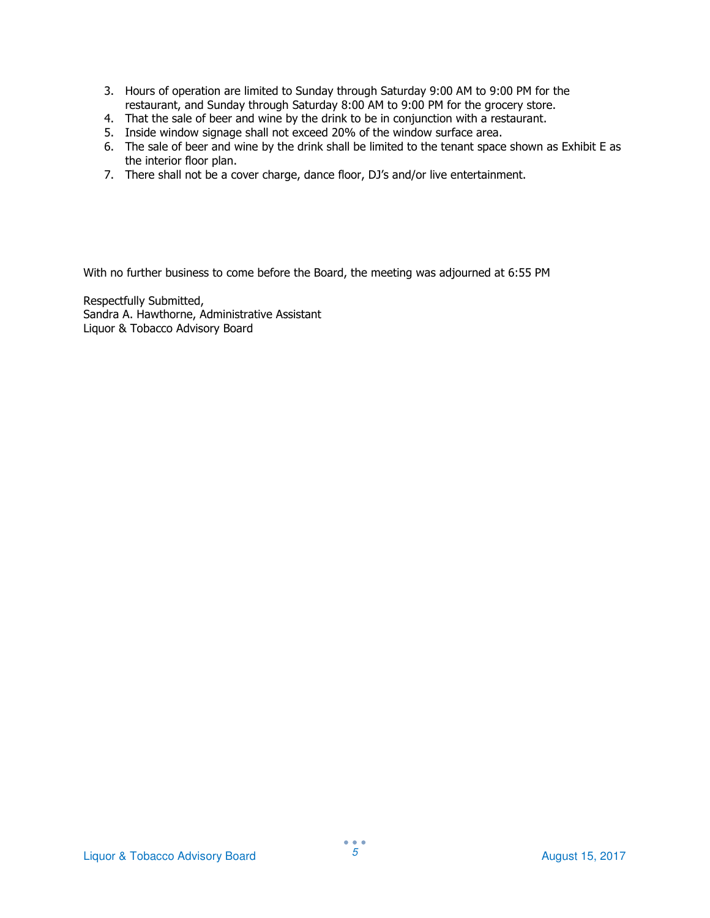3. Hours of operation are limited to Sunday through Saturday 9:00 AM to 9:00 PM for the restaurant, and Sunday through Saturday 8:00 AM to 9:00 PM for the grocery store.
4. That the sale of beer and wine by the drink to be in conjunction with a restaurant.
5. Inside window signage shall not exceed 20% of the window surface area.
6. The sale of beer and wine by the drink shall be limited to the tenant space shown as Exhibit E as the interior floor plan.
7. There shall not be a cover charge, dance floor, DJ's and/or live entertainment.

With no further business to come before the Board, the meeting was adjourned at 6:55 PM

Respectfully Submitted,
Sandra A. Hawthorne, Administrative Assistant
Liquor & Tobacco Advisory Board